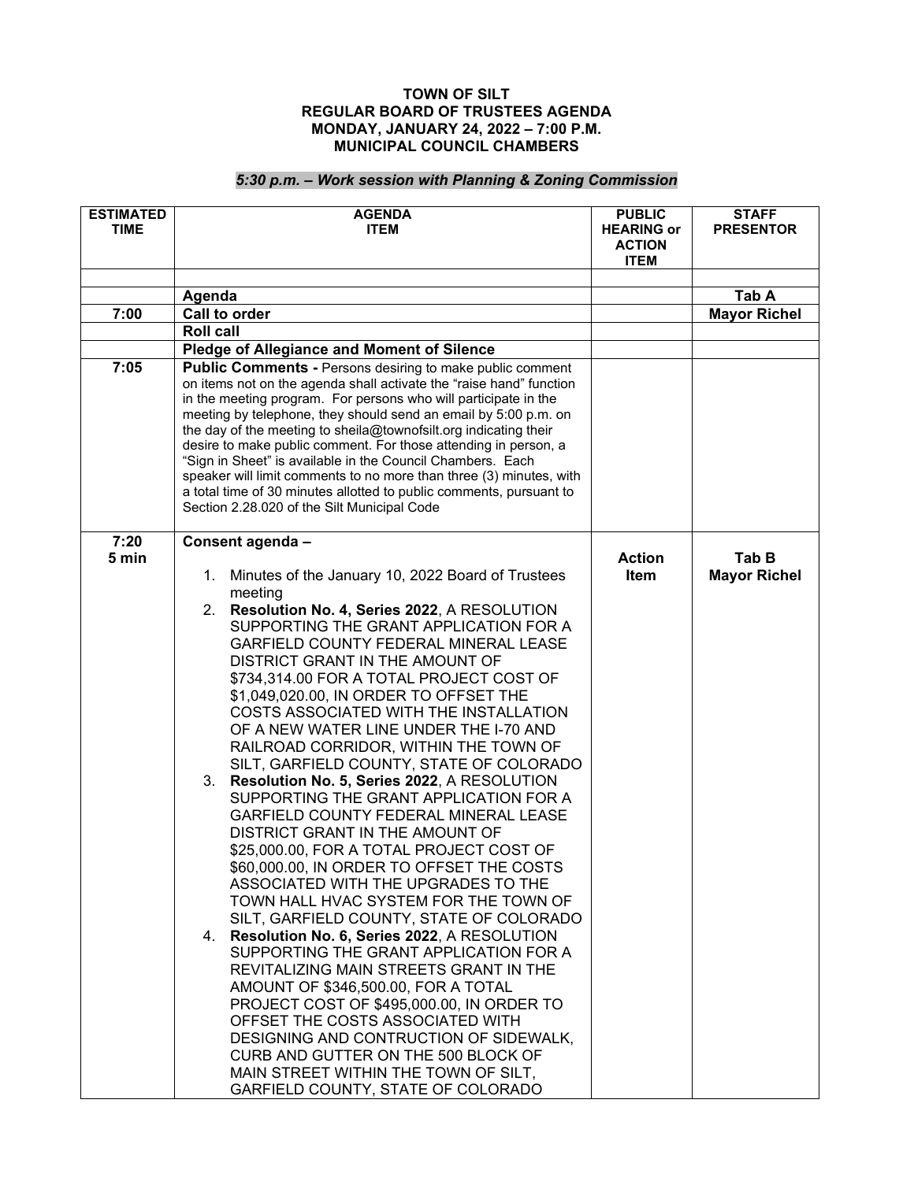**TOWN OF SILT**
**REGULAR BOARD OF TRUSTEES AGENDA**
**MONDAY, JANUARY 24, 2022 – 7:00 P.M.**
**MUNICIPAL COUNCIL CHAMBERS**

***5:30 p.m. – Work session with Planning & Zoning Commission***

| ESTIMATED TIME | AGENDA ITEM | PUBLIC HEARING or ACTION ITEM | STAFF PRESENTOR |
|---|---|---|---|
| | | | |
| | **Agenda** | | **Tab A** |
| 7:00 | **Call to order** | | **Mayor Richel** |
| | **Roll call** | | |
| | **Pledge of Allegiance and Moment of Silence** | | |
| 7:05 | **Public Comments -** Persons desiring to make public comment on items not on the agenda shall activate the "raise hand" function in the meeting program. For persons who will participate in the meeting by telephone, they should send an email by 5:00 p.m. on the day of the meeting to sheila@townofsilt.org indicating their desire to make public comment. For those attending in person, a "Sign in Sheet" is available in the Council Chambers. Each speaker will limit comments to no more than three (3) minutes, with a total time of 30 minutes allotted to public comments, pursuant to Section 2.28.020 of the Silt Municipal Code | | |
| 7:20<br>5 min | **Consent agenda –**<br>1. Minutes of the January 10, 2022 Board of Trustees meeting<br>2. **Resolution No. 4, Series 2022**, A RESOLUTION SUPPORTING THE GRANT APPLICATION FOR A GARFIELD COUNTY FEDERAL MINERAL LEASE DISTRICT GRANT IN THE AMOUNT OF $734,314.00 FOR A TOTAL PROJECT COST OF $1,049,020.00, IN ORDER TO OFFSET THE COSTS ASSOCIATED WITH THE INSTALLATION OF A NEW WATER LINE UNDER THE I-70 AND RAILROAD CORRIDOR, WITHIN THE TOWN OF SILT, GARFIELD COUNTY, STATE OF COLORADO<br>3. **Resolution No. 5, Series 2022**, A RESOLUTION SUPPORTING THE GRANT APPLICATION FOR A GARFIELD COUNTY FEDERAL MINERAL LEASE DISTRICT GRANT IN THE AMOUNT OF $25,000.00, FOR A TOTAL PROJECT COST OF $60,000.00, IN ORDER TO OFFSET THE COSTS ASSOCIATED WITH THE UPGRADES TO THE TOWN HALL HVAC SYSTEM FOR THE TOWN OF SILT, GARFIELD COUNTY, STATE OF COLORADO<br>4. **Resolution No. 6, Series 2022**, A RESOLUTION SUPPORTING THE GRANT APPLICATION FOR A REVITALIZING MAIN STREETS GRANT IN THE AMOUNT OF $346,500.00, FOR A TOTAL PROJECT COST OF $495,000.00, IN ORDER TO OFFSET THE COSTS ASSOCIATED WITH DESIGNING AND CONTRUCTION OF SIDEWALK, CURB AND GUTTER ON THE 500 BLOCK OF MAIN STREET WITHIN THE TOWN OF SILT, GARFIELD COUNTY, STATE OF COLORADO | **Action Item** | **Tab B**<br>**Mayor Richel** |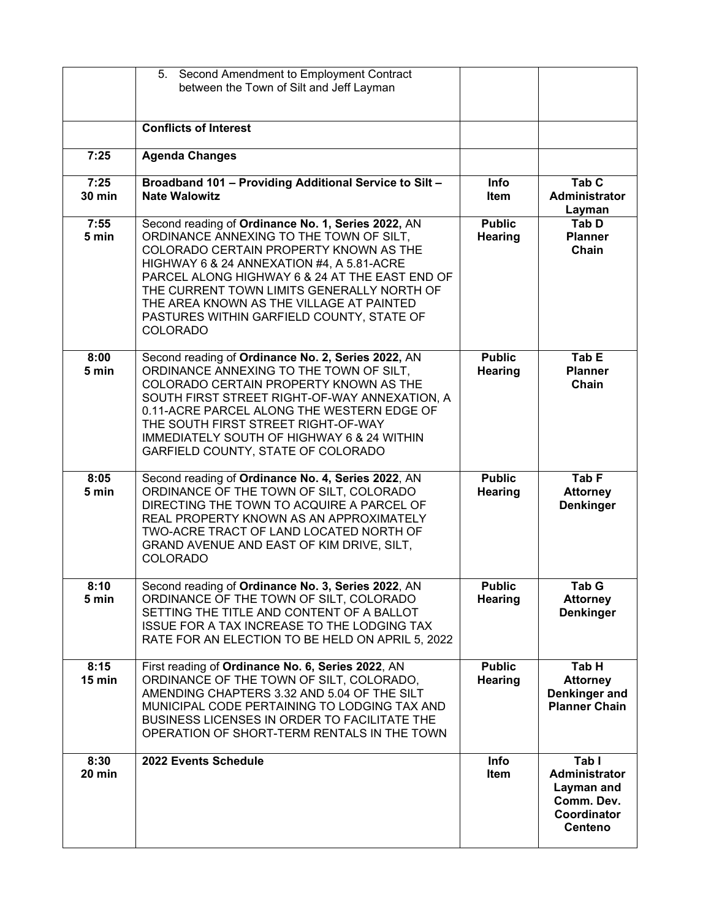| | | | |
|---|---|---|---|
| | 5. Second Amendment to Employment Contract between the Town of Silt and Jeff Layman | | |
| | **Conflicts of Interest** | | |
| **7:25** | **Agenda Changes** | | |
| **7:25 30 min** | **Broadband 101 – Providing Additional Service to Silt – Nate Walowitz** | **Info Item** | **Tab C Administrator Layman** |
| **7:55 5 min** | Second reading of **Ordinance No. 1, Series 2022,** AN ORDINANCE ANNEXING TO THE TOWN OF SILT, COLORADO CERTAIN PROPERTY KNOWN AS THE HIGHWAY 6 & 24 ANNEXATION #4, A 5.81-ACRE PARCEL ALONG HIGHWAY 6 & 24 AT THE EAST END OF THE CURRENT TOWN LIMITS GENERALLY NORTH OF THE AREA KNOWN AS THE VILLAGE AT PAINTED PASTURES WITHIN GARFIELD COUNTY, STATE OF COLORADO | **Public Hearing** | **Tab D Planner Chain** |
| **8:00 5 min** | Second reading of **Ordinance No. 2, Series 2022,** AN ORDINANCE ANNEXING TO THE TOWN OF SILT, COLORADO CERTAIN PROPERTY KNOWN AS THE SOUTH FIRST STREET RIGHT-OF-WAY ANNEXATION, A 0.11-ACRE PARCEL ALONG THE WESTERN EDGE OF THE SOUTH FIRST STREET RIGHT-OF-WAY IMMEDIATELY SOUTH OF HIGHWAY 6 & 24 WITHIN GARFIELD COUNTY, STATE OF COLORADO | **Public Hearing** | **Tab E Planner Chain** |
| **8:05 5 min** | Second reading of **Ordinance No. 4, Series 2022**, AN ORDINANCE OF THE TOWN OF SILT, COLORADO DIRECTING THE TOWN TO ACQUIRE A PARCEL OF REAL PROPERTY KNOWN AS AN APPROXIMATELY TWO-ACRE TRACT OF LAND LOCATED NORTH OF GRAND AVENUE AND EAST OF KIM DRIVE, SILT, COLORADO | **Public Hearing** | **Tab F Attorney Denkinger** |
| **8:10 5 min** | Second reading of **Ordinance No. 3, Series 2022**, AN ORDINANCE OF THE TOWN OF SILT, COLORADO SETTING THE TITLE AND CONTENT OF A BALLOT ISSUE FOR A TAX INCREASE TO THE LODGING TAX RATE FOR AN ELECTION TO BE HELD ON APRIL 5, 2022 | **Public Hearing** | **Tab G Attorney Denkinger** |
| **8:15 15 min** | First reading of **Ordinance No. 6, Series 2022**, AN ORDINANCE OF THE TOWN OF SILT, COLORADO, AMENDING CHAPTERS 3.32 AND 5.04 OF THE SILT MUNICIPAL CODE PERTAINING TO LODGING TAX AND BUSINESS LICENSES IN ORDER TO FACILITATE THE OPERATION OF SHORT-TERM RENTALS IN THE TOWN | **Public Hearing** | **Tab H Attorney Denkinger and Planner Chain** |
| **8:30 20 min** | **2022 Events Schedule** | **Info Item** | **Tab I Administrator Layman and Comm. Dev. Coordinator Centeno** |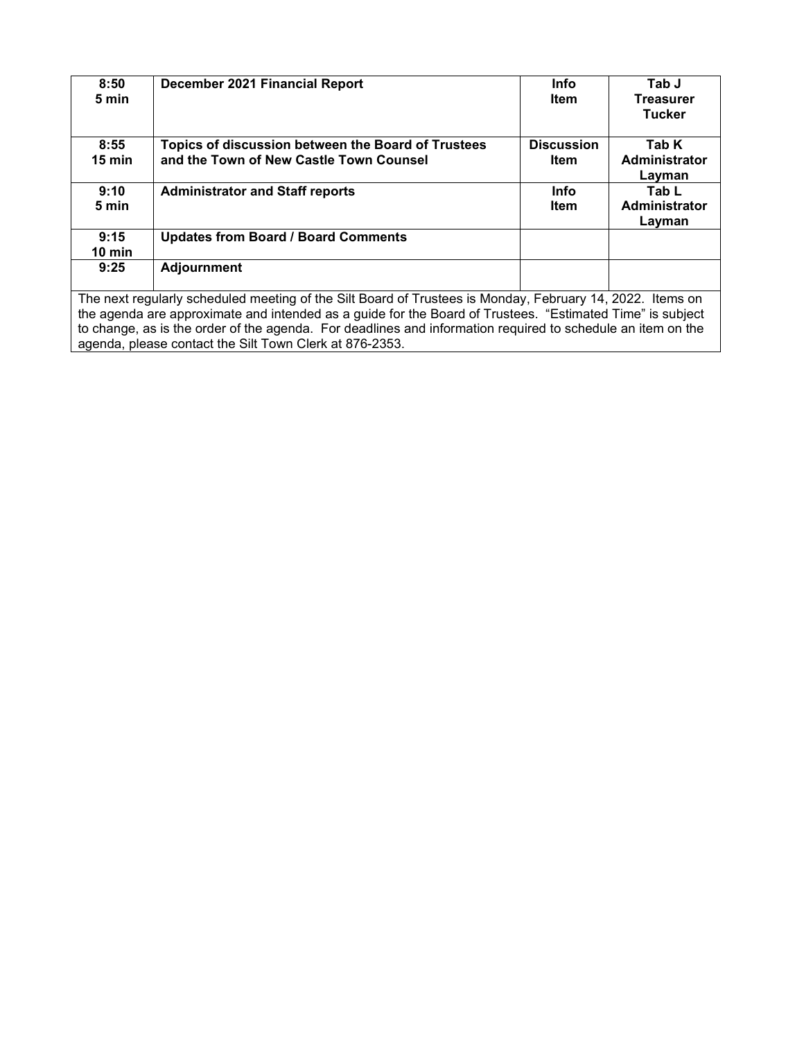| | | | |
|---|---|---|---|
| **8:50**<br>**5 min** | **December 2021 Financial Report** | **Info Item** | **Tab J**<br>**Treasurer Tucker** |
| **8:55**<br>**15 min** | **Topics of discussion between the Board of Trustees and the Town of New Castle Town Counsel** | **Discussion Item** | **Tab K**<br>**Administrator Layman** |
| **9:10**<br>**5 min** | **Administrator and Staff reports** | **Info Item** | **Tab L**<br>**Administrator Layman** |
| **9:15**<br>**10 min** | **Updates from Board / Board Comments** | | |
| **9:25** | **Adjournment** | | |

The next regularly scheduled meeting of the Silt Board of Trustees is Monday, February 14, 2022. Items on the agenda are approximate and intended as a guide for the Board of Trustees. "Estimated Time" is subject to change, as is the order of the agenda. For deadlines and information required to schedule an item on the agenda, please contact the Silt Town Clerk at 876-2353.